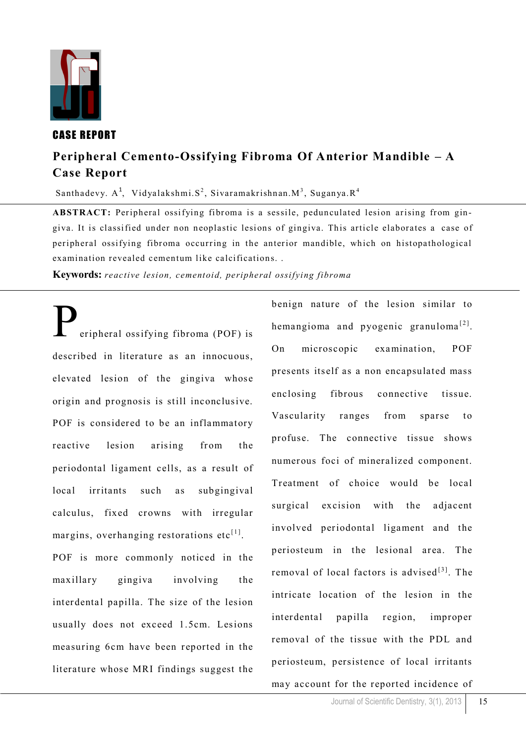**CASE REPORT**

# Peripheral Cemento-Ossifying Fibroma Of Anterior Mandible – A Case Report

Santhadevy. A[1], Vidyalakshmi.S[2], Sivaramakrishnan.M[3], Suganya.R[4]

**ABSTRACT:** Peripheral ossifying fibroma is a sessile, pedunculated lesion arising from gingiva. It is classified under non neoplastic lesions of gingiva. This article elaborates a case of peripheral ossifying fibroma occurring in the anterior mandible, which on histopathological examination revealed cementum like calcifications. .

**Keywords:** *reactive lesion, cementoid, peripheral ossifying fibroma*

Peripheral ossifying fibroma (POF) is described in literature as an innocuous, elevated lesion of the gingiva whose origin and prognosis is still inconclusive. POF is considered to be an inflammatory reactive lesion arising from the periodontal ligament cells, as a result of local irritants such as subgingival calculus, fixed crowns with irregular margins, overhanging restorations etc[1]. POF is more commonly noticed in the maxillary gingiva involving the interdental papilla. The size of the lesion usually does not exceed 1.5cm. Lesions measuring 6cm have been reported in the literature whose MRI findings suggest the benign nature of the lesion similar to hemangioma and pyogenic granuloma[2]. On microscopic examination, POF presents itself as a non encapsulated mass enclosing fibrous connective tissue. Vascularity ranges from sparse to profuse. The connective tissue shows numerous foci of mineralized component. Treatment of choice would be local surgical excision with the adjacent involved periodontal ligament and the periosteum in the lesional area. The removal of local factors is advised[3]. The intricate location of the lesion in the interdental papilla region, improper removal of the tissue with the PDL and periosteum, persistence of local irritants may account for the reported incidence of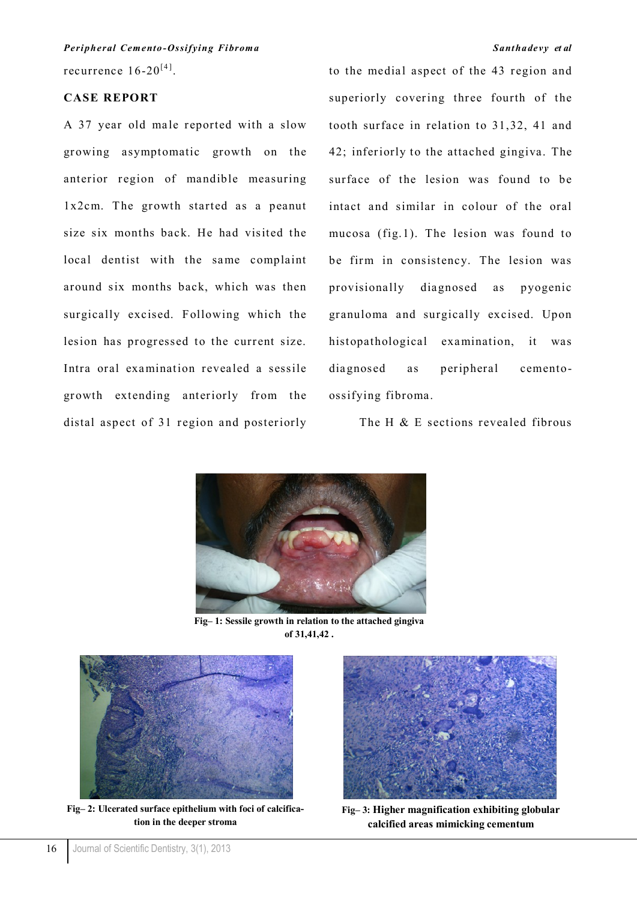recurrence 16-20[4].

## CASE REPORT

A 37 year old male reported with a slow growing asymptomatic growth on the anterior region of mandible measuring 1x2cm. The growth started as a peanut size six months back. He had visited the local dentist with the same complaint around six months back, which was then surgically excised. Following which the lesion has progressed to the current size. Intra oral examination revealed a sessile growth extending anteriorly from the distal aspect of 31 region and posteriorly to the medial aspect of the 43 region and superiorly covering three fourth of the tooth surface in relation to 31,32, 41 and 42; inferiorly to the attached gingiva. The surface of the lesion was found to be intact and similar in colour of the oral mucosa (fig.1). The lesion was found to be firm in consistency. The lesion was provisionally diagnosed as pyogenic granuloma and surgically excised. Upon histopathological examination, it was diagnosed as peripheral cemento-ossifying fibroma.

The H & E sections revealed fibrous

**Fig– 1: Sessile growth in relation to the attached gingiva of 31,41,42 .**

**Fig– 2: Ulcerated surface epithelium with foci of calcification in the deeper stroma**

**Fig– 3: Higher magnification exhibiting globular calcified areas mimicking cementum**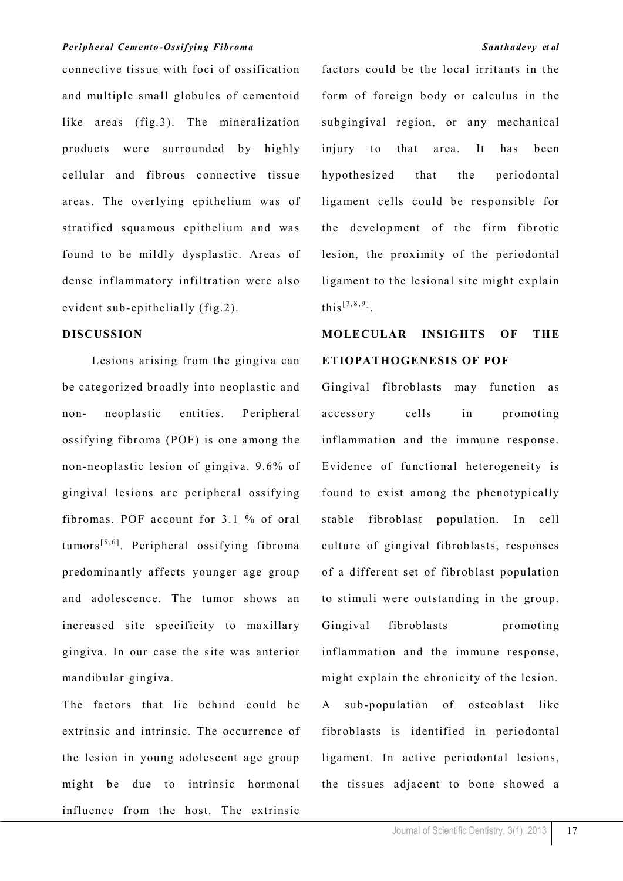connective tissue with foci of ossification and multiple small globules of cementoid like areas (fig.3). The mineralization products were surrounded by highly cellular and fibrous connective tissue areas. The overlying epithelium was of stratified squamous epithelium and was found to be mildly dysplastic. Areas of dense inflammatory infiltration were also evident sub-epithelially (fig.2).

## DISCUSSION

Lesions arising from the gingiva can be categorized broadly into neoplastic and non- neoplastic entities. Peripheral ossifying fibroma (POF) is one among the non-neoplastic lesion of gingiva. 9.6% of gingival lesions are peripheral ossifying fibromas. POF account for 3.1 % of oral tumors[5,6]. Peripheral ossifying fibroma predominantly affects younger age group and adolescence. The tumor shows an increased site specificity to maxillary gingiva. In our case the site was anterior mandibular gingiva.

The factors that lie behind could be extrinsic and intrinsic. The occurrence of the lesion in young adolescent age group might be due to intrinsic hormonal influence from the host. The extrinsic factors could be the local irritants in the form of foreign body or calculus in the subgingival region, or any mechanical injury to that area. It has been hypothesized that the periodontal ligament cells could be responsible for the development of the firm fibrotic lesion, the proximity of the periodontal ligament to the lesional site might explain this[7,8,9].

## MOLECULAR INSIGHTS OF THE ETIOPATHOGENESIS OF POF

Gingival fibroblasts may function as accessory cells in promoting inflammation and the immune response. Evidence of functional heterogeneity is found to exist among the phenotypically stable fibroblast population. In cell culture of gingival fibroblasts, responses of a different set of fibroblast population to stimuli were outstanding in the group. Gingival fibroblasts promoting inflammation and the immune response, might explain the chronicity of the lesion. A sub-population of osteoblast like fibroblasts is identified in periodontal ligament. In active periodontal lesions, the tissues adjacent to bone showed a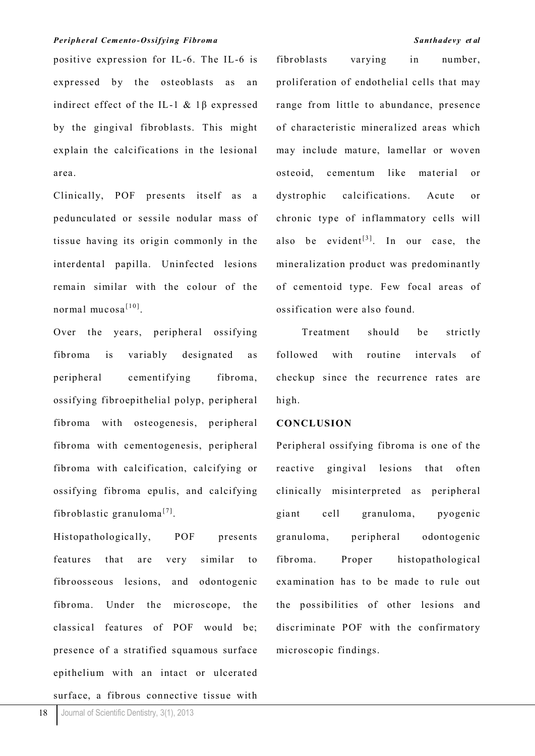positive expression for IL-6. The IL-6 is expressed by the osteoblasts as an indirect effect of the IL-1 & 1β expressed by the gingival fibroblasts. This might explain the calcifications in the lesional area.

Clinically, POF presents itself as a pedunculated or sessile nodular mass of tissue having its origin commonly in the interdental papilla. Uninfected lesions remain similar with the colour of the normal mucosa[10].

Over the years, peripheral ossifying fibroma is variably designated as peripheral cementifying fibroma, ossifying fibroepithelial polyp, peripheral fibroma with osteogenesis, peripheral fibroma with cementogenesis, peripheral fibroma with calcification, calcifying or ossifying fibroma epulis, and calcifying fibroblastic granuloma[7].

Histopathologically, POF presents features that are very similar to fibroosseous lesions, and odontogenic fibroma. Under the microscope, the classical features of POF would be; presence of a stratified squamous surface epithelium with an intact or ulcerated surface, a fibrous connective tissue with fibroblasts varying in number, proliferation of endothelial cells that may range from little to abundance, presence of characteristic mineralized areas which may include mature, lamellar or woven osteoid, cementum like material or dystrophic calcifications. Acute or chronic type of inflammatory cells will also be evident[3]. In our case, the mineralization product was predominantly of cementoid type. Few focal areas of ossification were also found.

Treatment should be strictly followed with routine intervals of checkup since the recurrence rates are high.

## CONCLUSION

Peripheral ossifying fibroma is one of the reactive gingival lesions that often clinically misinterpreted as peripheral giant cell granuloma, pyogenic granuloma, peripheral odontogenic fibroma. Proper histopathological examination has to be made to rule out the possibilities of other lesions and discriminate POF with the confirmatory microscopic findings.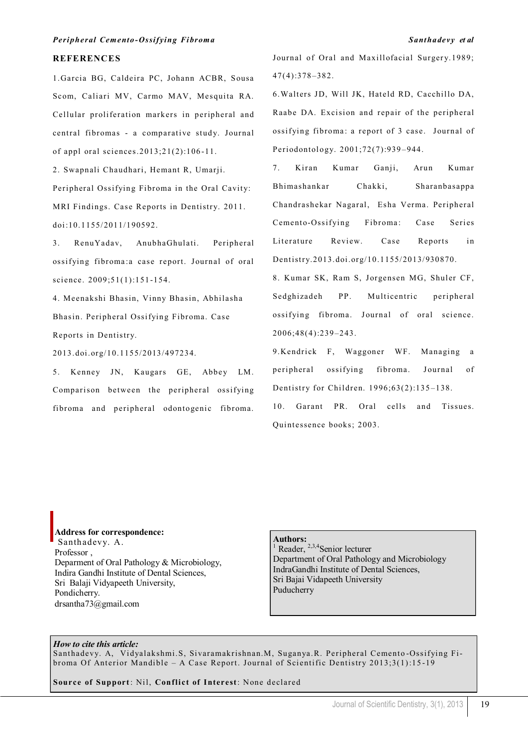## REFERENCES

1. Garcia BG, Caldeira PC, Johann ACBR, Sousa Scom, Caliari MV, Carmo MAV, Mesquita RA. Cellular proliferation markers in peripheral and central fibromas - a comparative study. Journal of appl oral sciences.2013;21(2):106-11.

2. Swapnali Chaudhari, Hemant R, Umarji. Peripheral Ossifying Fibroma in the Oral Cavity: MRI Findings. Case Reports in Dentistry. 2011. doi:10.1155/2011/190592.

3. RenuYadav, AnubhaGhulati. Peripheral ossifying fibroma:a case report. Journal of oral science. 2009;51(1):151-154.

4. Meenakshi Bhasin, Vinny Bhasin, Abhilasha Bhasin. Peripheral Ossifying Fibroma. Case Reports in Dentistry. 2013.doi.org/10.1155/2013/497234.

5. Kenney JN, Kaugars GE, Abbey LM. Comparison between the peripheral ossifying fibroma and peripheral odontogenic fibroma. Journal of Oral and Maxillofacial Surgery.1989; 47(4):378–382.

6. Walters JD, Will JK, Hateld RD, Cacchillo DA, Raabe DA. Excision and repair of the peripheral ossifying fibroma: a report of 3 case. Journal of Periodontology. 2001;72(7):939–944.

7. Kiran Kumar Ganji, Arun Kumar Bhimashankar Chakki, Sharanbasappa Chandrashekar Nagaral, Esha Verma. Peripheral Cemento-Ossifying Fibroma: Case Series Literature Review. Case Reports in Dentistry.2013.doi.org/10.1155/2013/930870.

8. Kumar SK, Ram S, Jorgensen MG, Shuler CF, Sedghizadeh PP. Multicentric peripheral ossifying fibroma. Journal of oral science. 2006;48(4):239–243.

9. Kendrick F, Waggoner WF. Managing a peripheral ossifying fibroma. Journal of Dentistry for Children. 1996;63(2):135–138.

10. Garant PR. Oral cells and Tissues. Quintessence books; 2003.

**Address for correspondence:**
Santhadevy. A.
Professor ,
Deparment of Oral Pathology & Microbiology,
Indira Gandhi Institute of Dental Sciences,
Sri Balaji Vidyapeeth University,
Pondicherry.
drsantha73@gmail.com

**Authors:**
[1] Reader, [2,3,4]Senior lecturer
Department of Oral Pathology and Microbiology
IndraGandhi Institute of Dental Sciences,
Sri Bajai Vidapeeth University
Puducherry

***How to cite this article:***
Santhadevy. A, Vidyalakshmi.S, Sivaramakrishnan.M, Suganya.R. Peripheral Cemento-Ossifying Fibroma Of Anterior Mandible – A Case Report. Journal of Scientific Dentistry 2013;3(1):15-19

**Source of Support**: Nil, **Conflict of Interest**: None declared